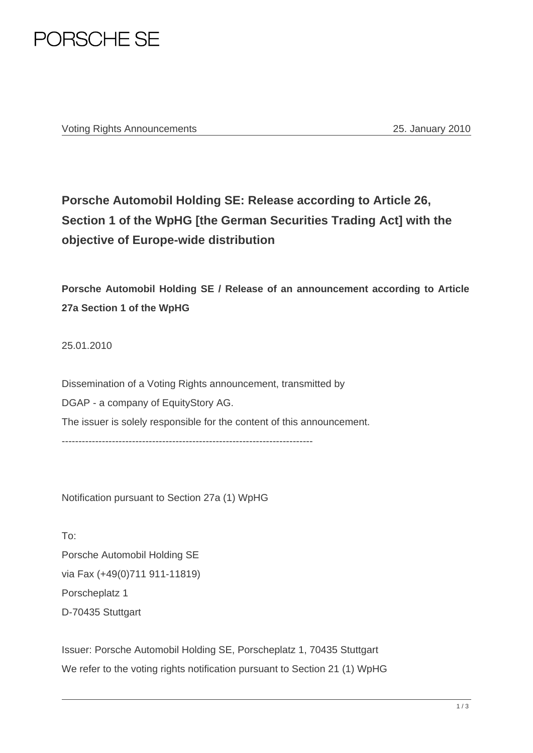PORSCHE SE

Voting Rights Announcements 25. January 2010

# Porsche Automobil Holding SE: Release according to Article 26, Section 1 of the WpHG [the German Securities Trading Act] with the objective of Europe-wide distribution

**Porsche Automobil Holding SE / Release of an announcement according to Article 27a Section 1 of the WpHG**

25.01.2010

Dissemination of a Voting Rights announcement, transmitted by

DGAP - a company of EquityStory AG.

The issuer is solely responsible for the content of this announcement.

---------------------------------------------------------------------------

Notification pursuant to Section 27a (1) WpHG

To:

Porsche Automobil Holding SE

via Fax (+49(0)711 911-11819)

Porscheplatz 1

D-70435 Stuttgart

Issuer: Porsche Automobil Holding SE, Porscheplatz 1, 70435 Stuttgart

We refer to the voting rights notification pursuant to Section 21 (1) WpHG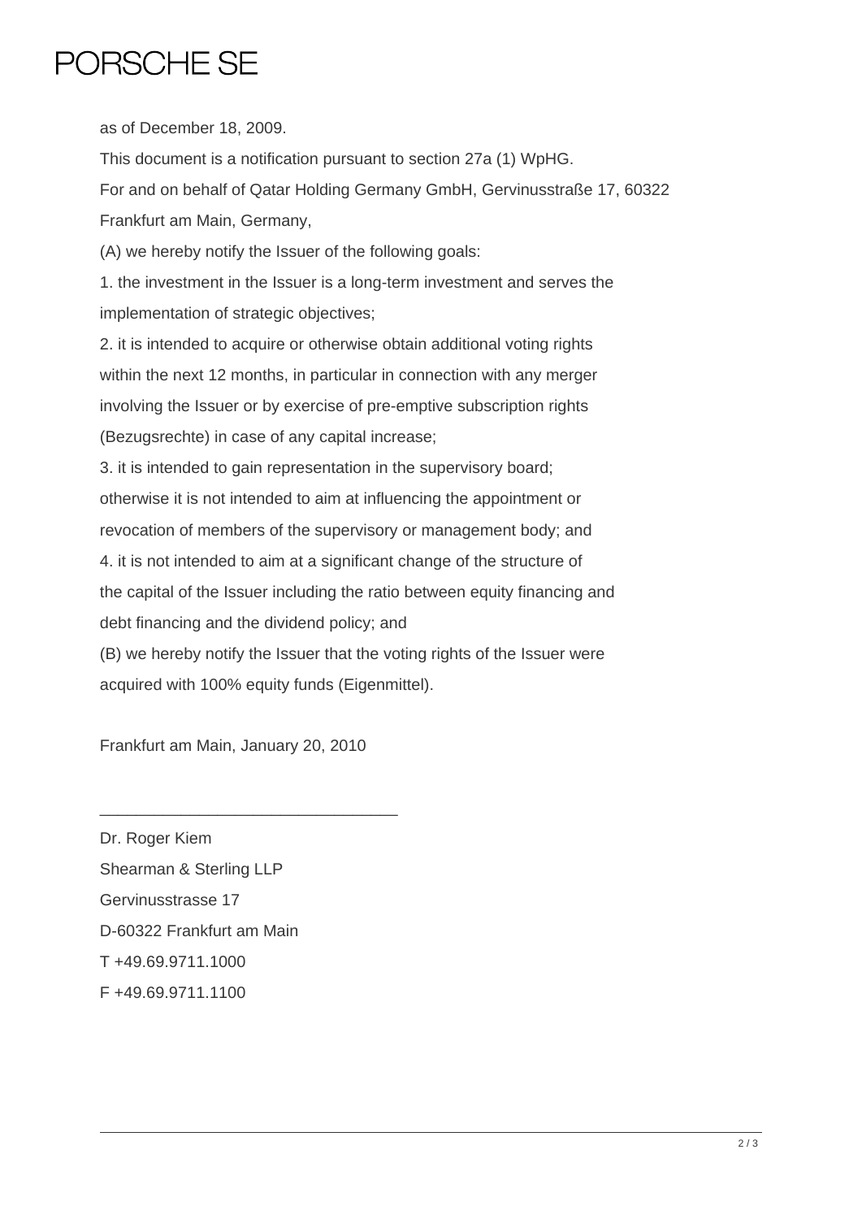as of December 18, 2009.

This document is a notification pursuant to section 27a (1) WpHG.

For and on behalf of Qatar Holding Germany GmbH, Gervinusstraße 17, 60322 Frankfurt am Main, Germany,

(A) we hereby notify the Issuer of the following goals:

1. the investment in the Issuer is a long-term investment and serves the implementation of strategic objectives;

2. it is intended to acquire or otherwise obtain additional voting rights within the next 12 months, in particular in connection with any merger involving the Issuer or by exercise of pre-emptive subscription rights (Bezugsrechte) in case of any capital increase;

3. it is intended to gain representation in the supervisory board; otherwise it is not intended to aim at influencing the appointment or revocation of members of the supervisory or management body; and

4. it is not intended to aim at a significant change of the structure of the capital of the Issuer including the ratio between equity financing and debt financing and the dividend policy; and

(B) we hereby notify the Issuer that the voting rights of the Issuer were acquired with 100% equity funds (Eigenmittel).

Frankfurt am Main, January 20, 2010

_________________________________

Dr. Roger Kiem

Shearman & Sterling LLP

Gervinusstrasse 17

D-60322 Frankfurt am Main

T +49.69.9711.1000

F +49.69.9711.1100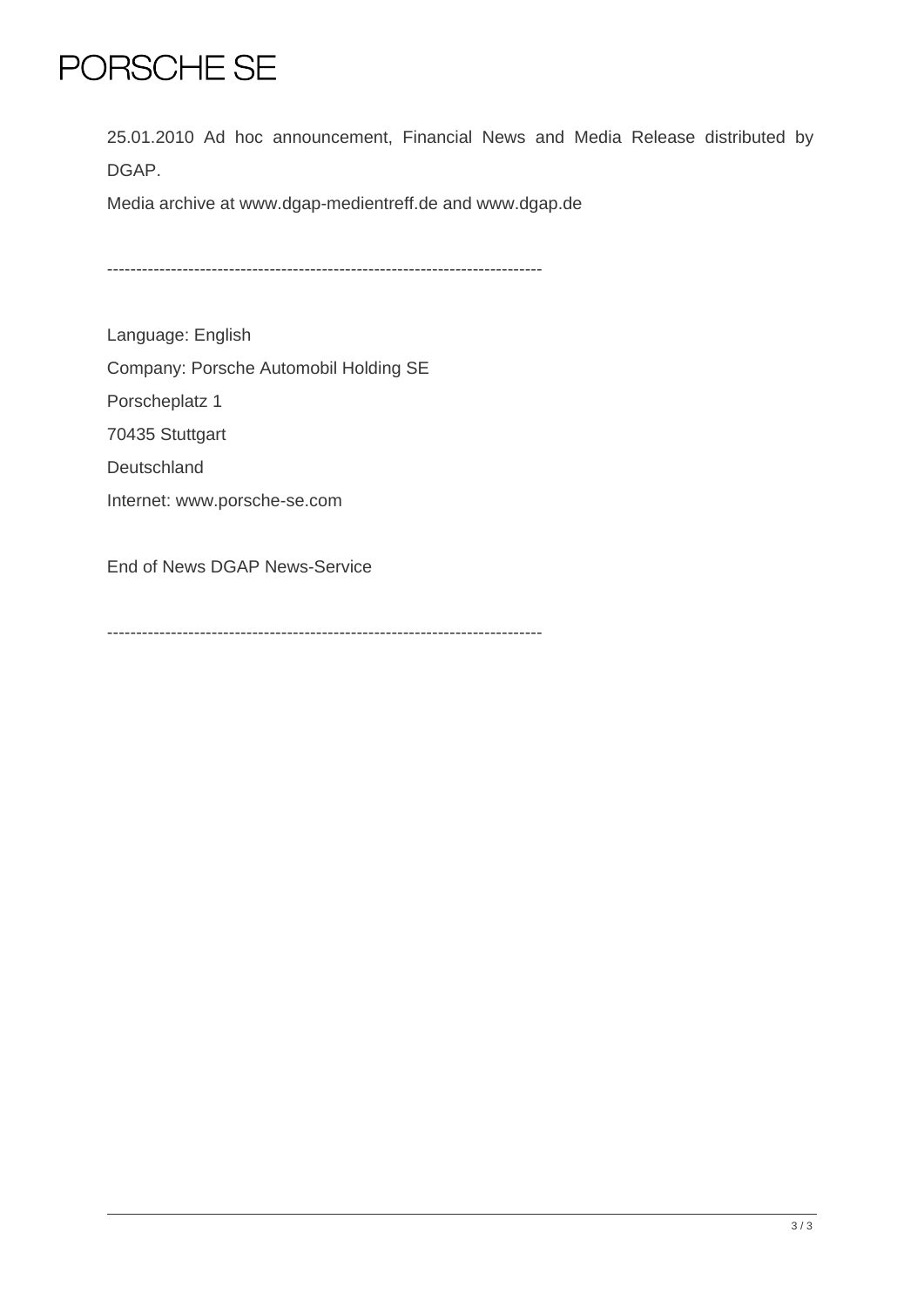25.01.2010 Ad hoc announcement, Financial News and Media Release distributed by DGAP.

Media archive at www.dgap-medientreff.de and www.dgap.de

---------------------------------------------------------------------------

Language: English

Company: Porsche Automobil Holding SE

Porscheplatz 1

70435 Stuttgart

Deutschland

Internet: www.porsche-se.com

End of News DGAP News-Service

---------------------------------------------------------------------------